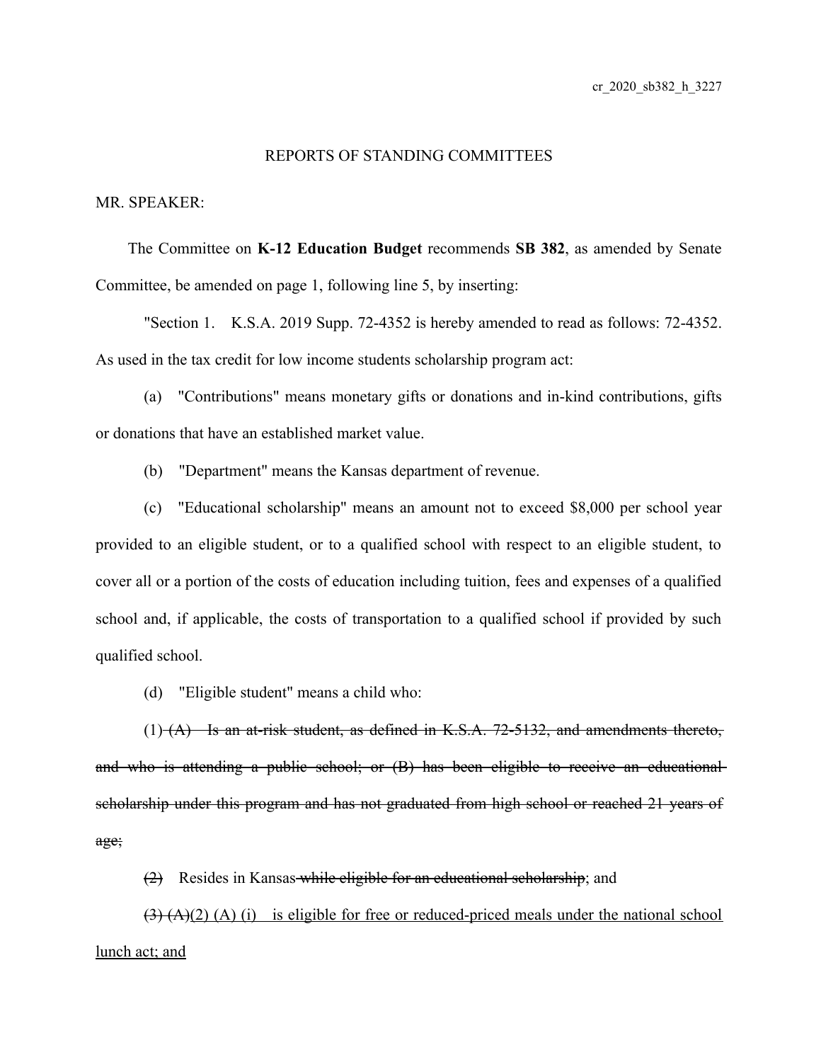# REPORTS OF STANDING COMMITTEES

MR. SPEAKER:

The Committee on **K-12 Education Budget** recommends **SB 382**, as amended by Senate Committee, be amended on page 1, following line 5, by inserting:

"Section 1. K.S.A. 2019 Supp. 72-4352 is hereby amended to read as follows: 72-4352. As used in the tax credit for low income students scholarship program act:

(a) "Contributions" means monetary gifts or donations and in-kind contributions, gifts or donations that have an established market value.

(b) "Department" means the Kansas department of revenue.

(c) "Educational scholarship" means an amount not to exceed $8,000 per school year provided to an eligible student, or to a qualified school with respect to an eligible student, to cover all or a portion of the costs of education including tuition, fees and expenses of a qualified school and, if applicable, the costs of transportation to a qualified school if provided by such qualified school.

(d) "Eligible student" means a child who:

(1) ~~(A) Is an at-risk student, as defined in K.S.A. 72-5132, and amendments thereto, and who is attending a public school; or (B) has been eligible to receive an educational scholarship under this program and has not graduated from high school or reached 21 years of age;~~

~~(2)~~ Resides in Kansas ~~while eligible for an educational scholarship~~; and

~~(3) (A)~~<u>(2) (A) (i) is eligible for free or reduced-priced meals under the national school lunch act; and</u>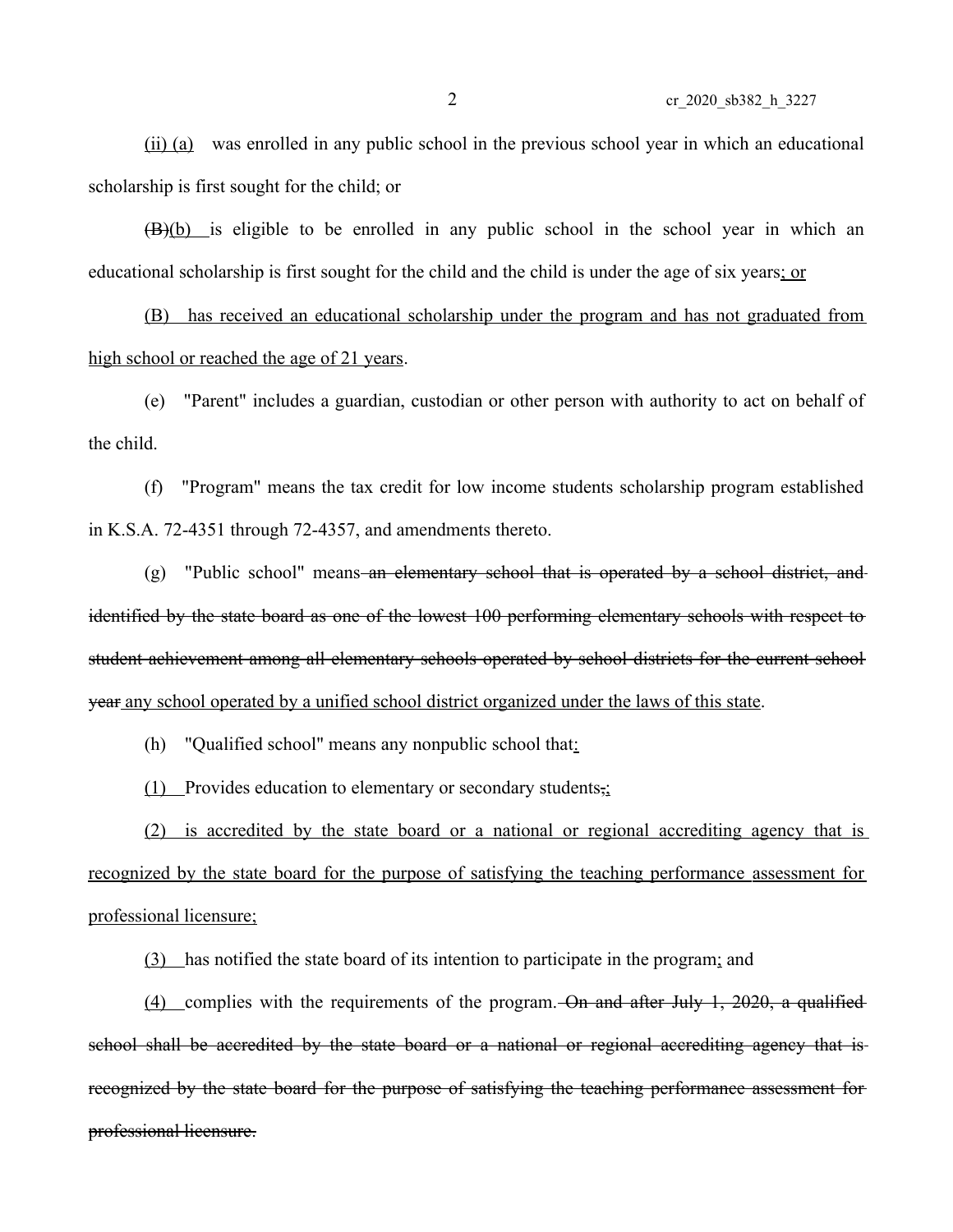(ii) (a) was enrolled in any public school in the previous school year in which an educational scholarship is first sought for the child; or

(B)(b) is eligible to be enrolled in any public school in the school year in which an educational scholarship is first sought for the child and the child is under the age of six years; or

(B) has received an educational scholarship under the program and has not graduated from high school or reached the age of 21 years.

(e) "Parent" includes a guardian, custodian or other person with authority to act on behalf of the child.

(f) "Program" means the tax credit for low income students scholarship program established in K.S.A. 72-4351 through 72-4357, and amendments thereto.

(g) "Public school" means an elementary school that is operated by a school district, and identified by the state board as one of the lowest 100 performing elementary schools with respect to student achievement among all elementary schools operated by school districts for the current school year any school operated by a unified school district organized under the laws of this state.

(h) "Qualified school" means any nonpublic school that:

(1) Provides education to elementary or secondary students,;

(2) is accredited by the state board or a national or regional accrediting agency that is recognized by the state board for the purpose of satisfying the teaching performance assessment for professional licensure;

(3) has notified the state board of its intention to participate in the program; and

(4) complies with the requirements of the program. On and after July 1, 2020, a qualified school shall be accredited by the state board or a national or regional accrediting agency that is recognized by the state board for the purpose of satisfying the teaching performance assessment for professional licensure.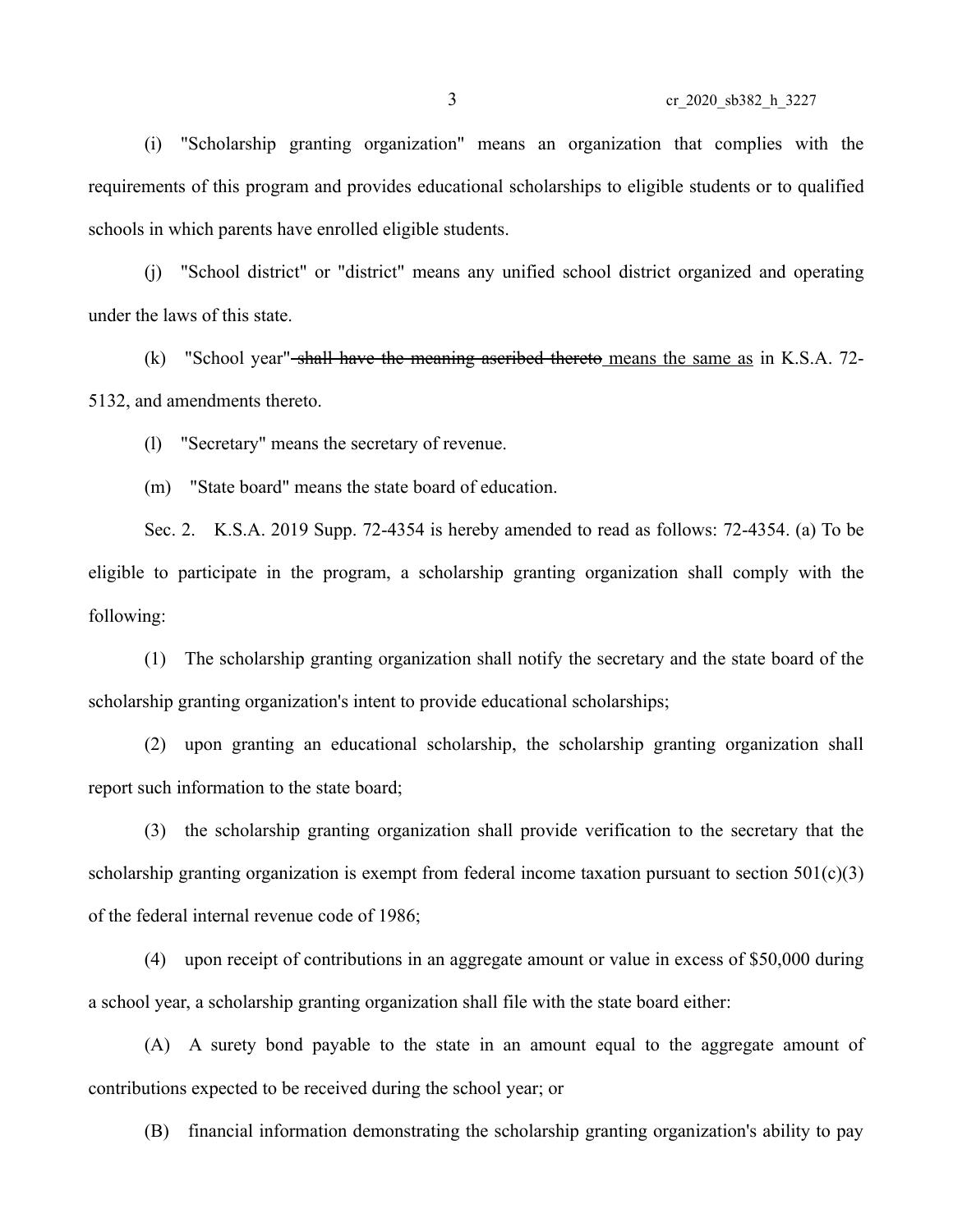(i) "Scholarship granting organization" means an organization that complies with the requirements of this program and provides educational scholarships to eligible students or to qualified schools in which parents have enrolled eligible students.

(j) "School district" or "district" means any unified school district organized and operating under the laws of this state.

(k) "School year" ~~shall have the meaning ascribed thereto~~ <u>means the same as</u> in K.S.A. 72-5132, and amendments thereto.

(l) "Secretary" means the secretary of revenue.

(m) "State board" means the state board of education.

Sec. 2. K.S.A. 2019 Supp. 72-4354 is hereby amended to read as follows: 72-4354. (a) To be eligible to participate in the program, a scholarship granting organization shall comply with the following:

(1) The scholarship granting organization shall notify the secretary and the state board of the scholarship granting organization's intent to provide educational scholarships;

(2) upon granting an educational scholarship, the scholarship granting organization shall report such information to the state board;

(3) the scholarship granting organization shall provide verification to the secretary that the scholarship granting organization is exempt from federal income taxation pursuant to section 501(c)(3) of the federal internal revenue code of 1986;

(4) upon receipt of contributions in an aggregate amount or value in excess of $50,000 during a school year, a scholarship granting organization shall file with the state board either:

(A) A surety bond payable to the state in an amount equal to the aggregate amount of contributions expected to be received during the school year; or

(B) financial information demonstrating the scholarship granting organization's ability to pay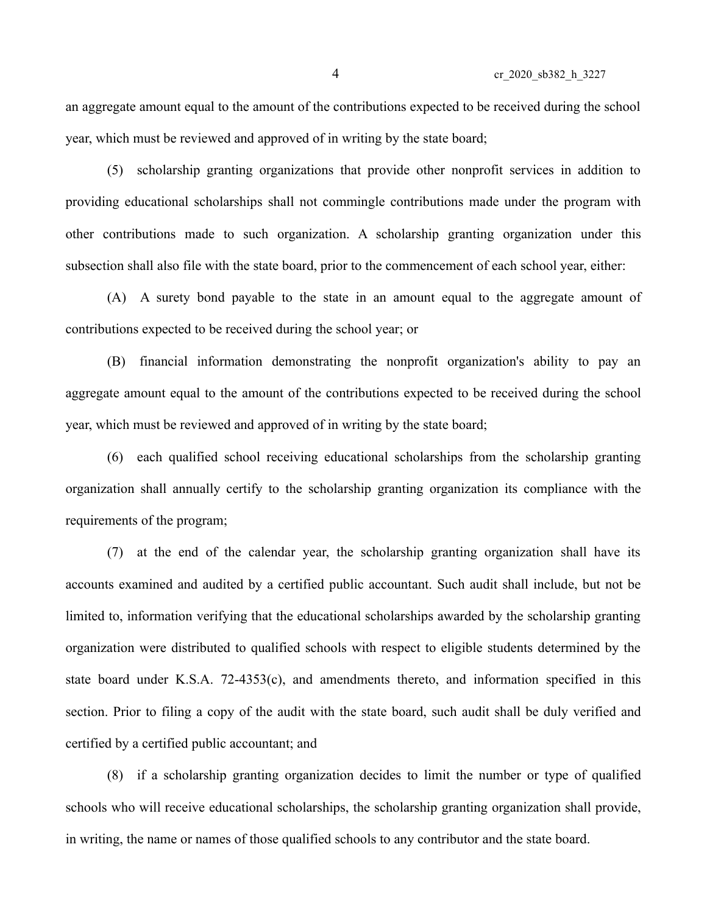an aggregate amount equal to the amount of the contributions expected to be received during the school year, which must be reviewed and approved of in writing by the state board;

(5) scholarship granting organizations that provide other nonprofit services in addition to providing educational scholarships shall not commingle contributions made under the program with other contributions made to such organization. A scholarship granting organization under this subsection shall also file with the state board, prior to the commencement of each school year, either:

(A) A surety bond payable to the state in an amount equal to the aggregate amount of contributions expected to be received during the school year; or

(B) financial information demonstrating the nonprofit organization's ability to pay an aggregate amount equal to the amount of the contributions expected to be received during the school year, which must be reviewed and approved of in writing by the state board;

(6) each qualified school receiving educational scholarships from the scholarship granting organization shall annually certify to the scholarship granting organization its compliance with the requirements of the program;

(7) at the end of the calendar year, the scholarship granting organization shall have its accounts examined and audited by a certified public accountant. Such audit shall include, but not be limited to, information verifying that the educational scholarships awarded by the scholarship granting organization were distributed to qualified schools with respect to eligible students determined by the state board under K.S.A. 72-4353(c), and amendments thereto, and information specified in this section. Prior to filing a copy of the audit with the state board, such audit shall be duly verified and certified by a certified public accountant; and

(8) if a scholarship granting organization decides to limit the number or type of qualified schools who will receive educational scholarships, the scholarship granting organization shall provide, in writing, the name or names of those qualified schools to any contributor and the state board.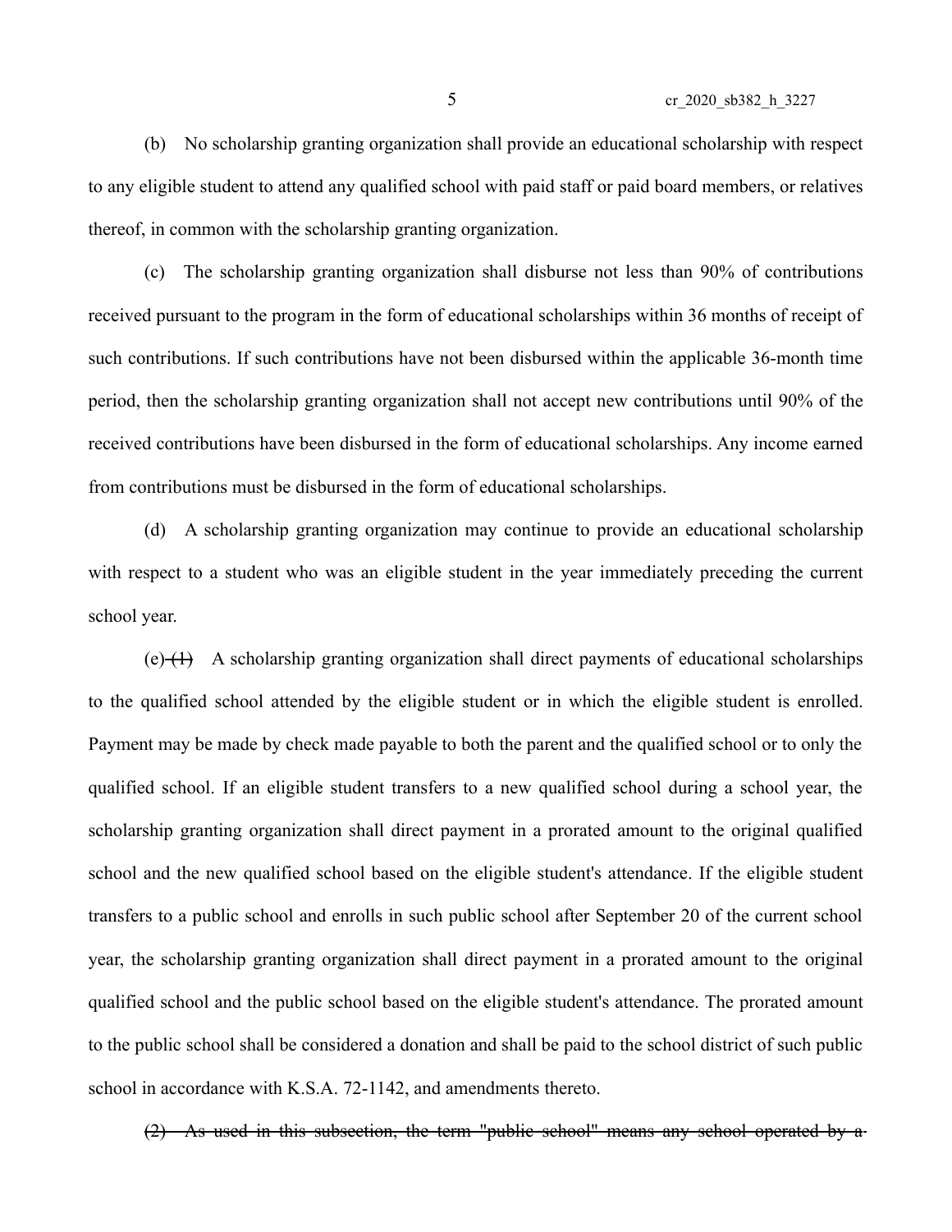(b) No scholarship granting organization shall provide an educational scholarship with respect to any eligible student to attend any qualified school with paid staff or paid board members, or relatives thereof, in common with the scholarship granting organization.

(c) The scholarship granting organization shall disburse not less than 90% of contributions received pursuant to the program in the form of educational scholarships within 36 months of receipt of such contributions. If such contributions have not been disbursed within the applicable 36-month time period, then the scholarship granting organization shall not accept new contributions until 90% of the received contributions have been disbursed in the form of educational scholarships. Any income earned from contributions must be disbursed in the form of educational scholarships.

(d) A scholarship granting organization may continue to provide an educational scholarship with respect to a student who was an eligible student in the year immediately preceding the current school year.

(e) ~~(1)~~ A scholarship granting organization shall direct payments of educational scholarships to the qualified school attended by the eligible student or in which the eligible student is enrolled. Payment may be made by check made payable to both the parent and the qualified school or to only the qualified school. If an eligible student transfers to a new qualified school during a school year, the scholarship granting organization shall direct payment in a prorated amount to the original qualified school and the new qualified school based on the eligible student's attendance. If the eligible student transfers to a public school and enrolls in such public school after September 20 of the current school year, the scholarship granting organization shall direct payment in a prorated amount to the original qualified school and the public school based on the eligible student's attendance. The prorated amount to the public school shall be considered a donation and shall be paid to the school district of such public school in accordance with K.S.A. 72-1142, and amendments thereto.

~~(2) As used in this subsection, the term "public school" means any school operated by a~~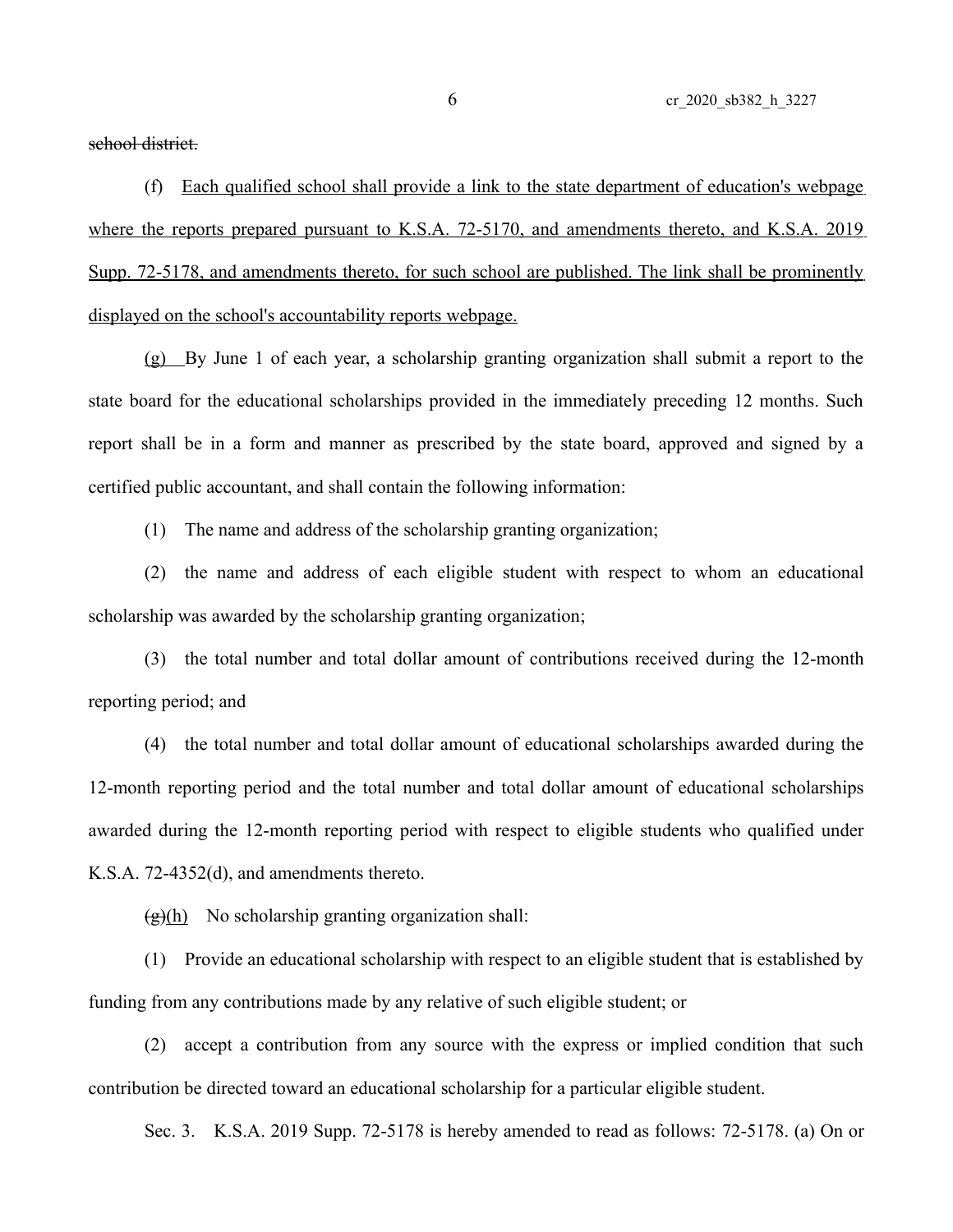~~school district.~~

(f) <u>Each qualified school shall provide a link to the state department of education's webpage where the reports prepared pursuant to K.S.A. 72-5170, and amendments thereto, and K.S.A. 2019 Supp. 72-5178, and amendments thereto, for such school are published. The link shall be prominently displayed on the school's accountability reports webpage.</u>

<u>(g)</u> By June 1 of each year, a scholarship granting organization shall submit a report to the state board for the educational scholarships provided in the immediately preceding 12 months. Such report shall be in a form and manner as prescribed by the state board, approved and signed by a certified public accountant, and shall contain the following information:

(1) The name and address of the scholarship granting organization;

(2) the name and address of each eligible student with respect to whom an educational scholarship was awarded by the scholarship granting organization;

(3) the total number and total dollar amount of contributions received during the 12-month reporting period; and

(4) the total number and total dollar amount of educational scholarships awarded during the 12-month reporting period and the total number and total dollar amount of educational scholarships awarded during the 12-month reporting period with respect to eligible students who qualified under K.S.A. 72-4352(d), and amendments thereto.

~~(g)~~<u>(h)</u> No scholarship granting organization shall:

(1) Provide an educational scholarship with respect to an eligible student that is established by funding from any contributions made by any relative of such eligible student; or

(2) accept a contribution from any source with the express or implied condition that such contribution be directed toward an educational scholarship for a particular eligible student.

Sec. 3. K.S.A. 2019 Supp. 72-5178 is hereby amended to read as follows: 72-5178. (a) On or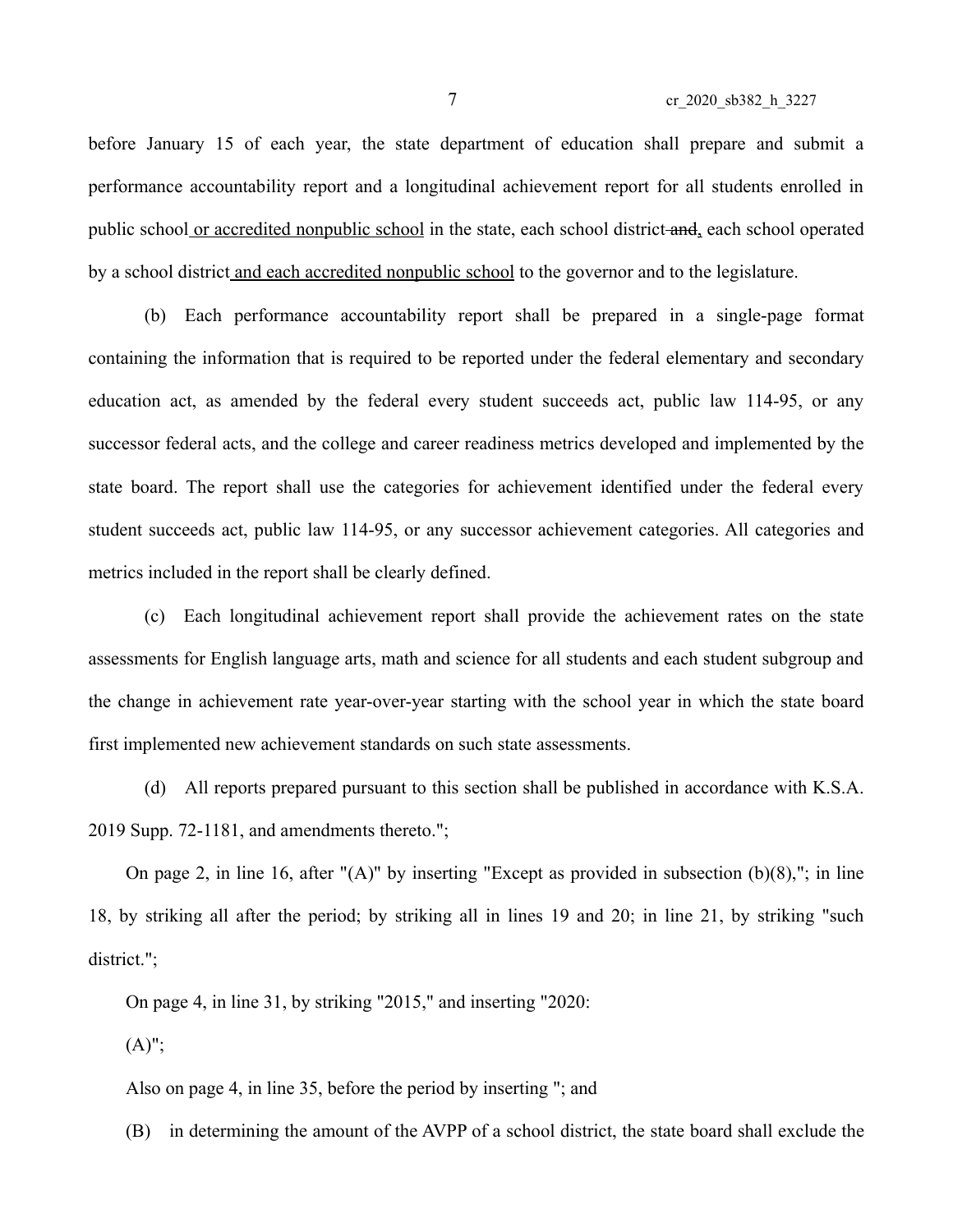before January 15 of each year, the state department of education shall prepare and submit a performance accountability report and a longitudinal achievement report for all students enrolled in public school or accredited nonpublic school in the state, each school district ~~and~~, each school operated by a school district and each accredited nonpublic school to the governor and to the legislature.

(b) Each performance accountability report shall be prepared in a single-page format containing the information that is required to be reported under the federal elementary and secondary education act, as amended by the federal every student succeeds act, public law 114-95, or any successor federal acts, and the college and career readiness metrics developed and implemented by the state board. The report shall use the categories for achievement identified under the federal every student succeeds act, public law 114-95, or any successor achievement categories. All categories and metrics included in the report shall be clearly defined.

(c) Each longitudinal achievement report shall provide the achievement rates on the state assessments for English language arts, math and science for all students and each student subgroup and the change in achievement rate year-over-year starting with the school year in which the state board first implemented new achievement standards on such state assessments.

(d) All reports prepared pursuant to this section shall be published in accordance with K.S.A. 2019 Supp. 72-1181, and amendments thereto.";

On page 2, in line 16, after "(A)" by inserting "Except as provided in subsection (b)(8),"; in line 18, by striking all after the period; by striking all in lines 19 and 20; in line 21, by striking "such district.";

On page 4, in line 31, by striking "2015," and inserting "2020:

(A)";

Also on page 4, in line 35, before the period by inserting "; and

(B) in determining the amount of the AVPP of a school district, the state board shall exclude the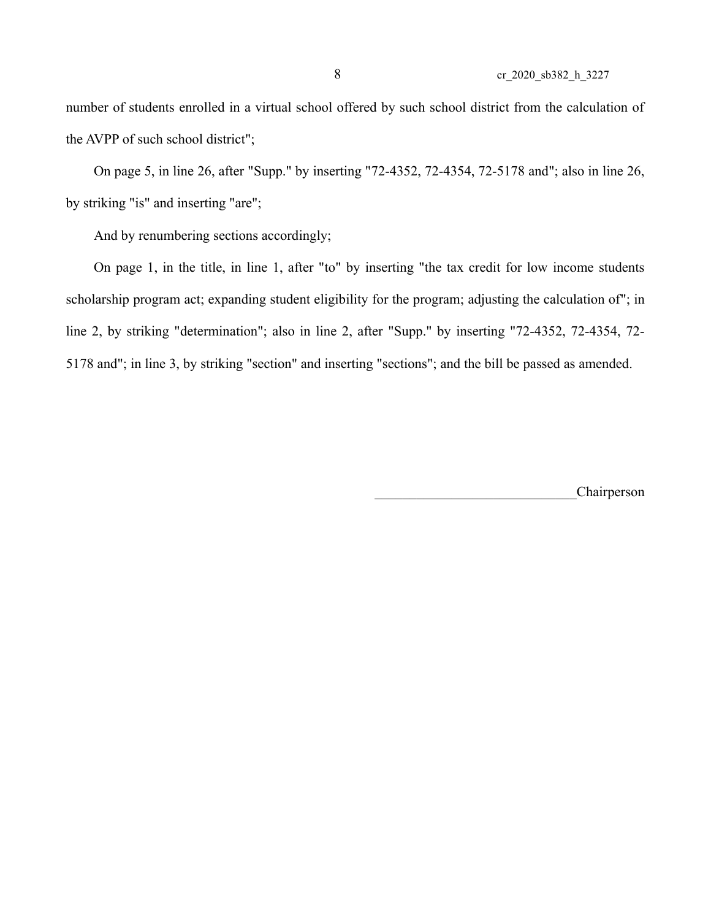number of students enrolled in a virtual school offered by such school district from the calculation of the AVPP of such school district";

On page 5, in line 26, after "Supp." by inserting "72-4352, 72-4354, 72-5178 and"; also in line 26, by striking "is" and inserting "are";

And by renumbering sections accordingly;

On page 1, in the title, in line 1, after "to" by inserting "the tax credit for low income students scholarship program act; expanding student eligibility for the program; adjusting the calculation of"; in line 2, by striking "determination"; also in line 2, after "Supp." by inserting "72-4352, 72-4354, 72-5178 and"; in line 3, by striking "section" and inserting "sections"; and the bill be passed as amended.

_____________________________Chairperson